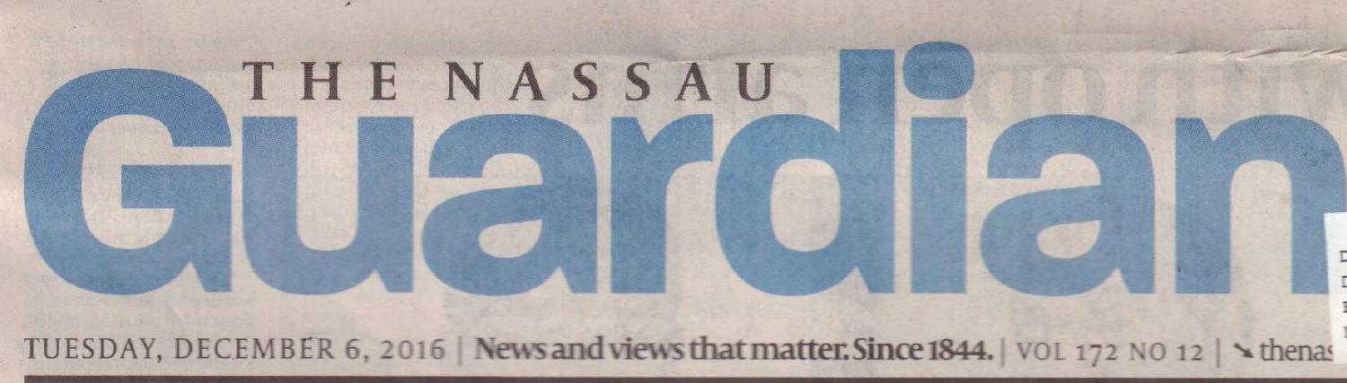# THE NASSAU Guardian

TUESDAY, DECEMBER 6, 2016 | **News and views that matter. Since 1844.** | VOL 172 NO 12 | thenas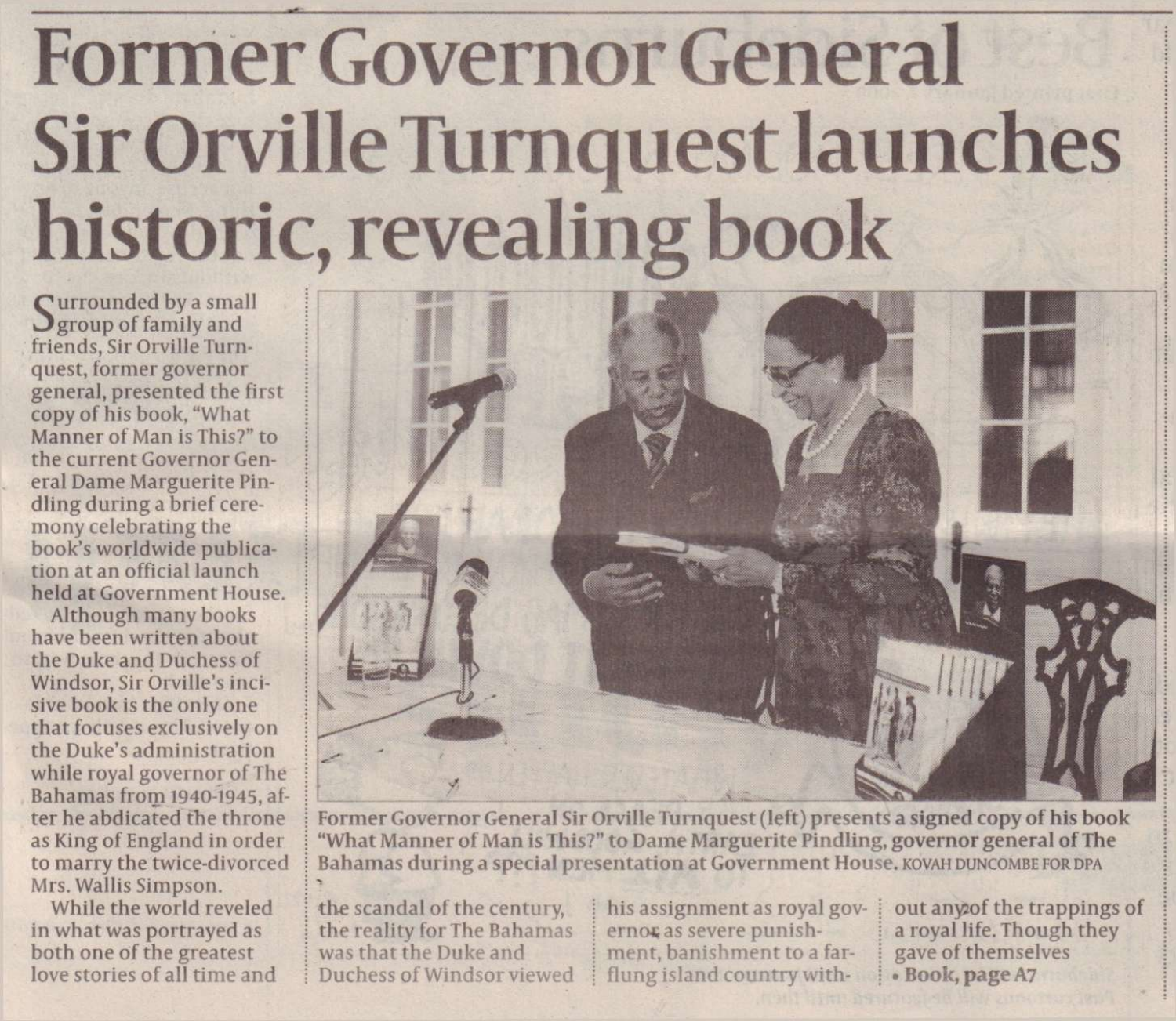# Former Governor General Sir Orville Turnquest launches historic, revealing book

Surrounded by a small group of family and friends, Sir Orville Turnquest, former governor general, presented the first copy of his book, "What Manner of Man is This?" to the current Governor General Dame Marguerite Pindling during a brief ceremony celebrating the book's worldwide publication at an official launch held at Government House.

Although many books have been written about the Duke and Duchess of Windsor, Sir Orville's incisive book is the only one that focuses exclusively on the Duke's administration while royal governor of The Bahamas from 1940-1945, after he abdicated the throne as King of England in order to marry the twice-divorced Mrs. Wallis Simpson.

While the world reveled in what was portrayed as both one of the greatest love stories of all time and the scandal of the century, the reality for The Bahamas was that the Duke and Duchess of Windsor viewed his assignment as royal governor as severe punishment, banishment to a far-flung island country without any of the trappings of a royal life. Though they gave of themselves

• **Book, page A7**

**Former Governor General Sir Orville Turnquest (left) presents a signed copy of his book "What Manner of Man is This?" to Dame Marguerite Pindling, governor general of The Bahamas during a special presentation at Government House.** KOVAH DUNCOMBE FOR DPA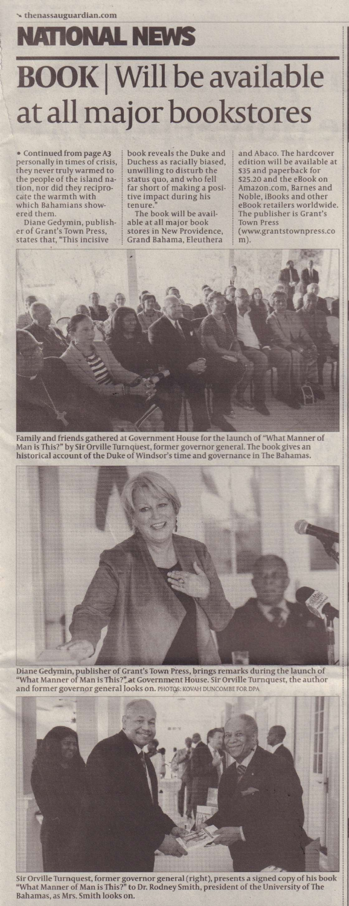## NATIONAL NEWS

# BOOK | Will be available at all major bookstores

**• Continued from page A3**

personally in times of crisis, they never truly warmed to the people of the island nation, nor did they reciprocate the warmth with which Bahamians showered them.

Diane Gedymin, publisher of Grant's Town Press, states that, "This incisive book reveals the Duke and Duchess as racially biased, unwilling to disturb the status quo, and who fell far short of making a positive impact during his tenure."

The book will be available at all major book stores in New Providence, Grand Bahama, Eleuthera and Abaco. The hardcover edition will be available at $35 and paperback for $25.20 and the eBook on Amazon.com, Barnes and Noble, iBooks and other eBook retailers worldwide. The publisher is Grant's Town Press (www.grantstownpress.com).

Family and friends gathered at Government House for the launch of "What Manner of Man is This?" by Sir Orville Turnquest, former governor general. The book gives an historical account of the Duke of Windsor's time and governance in The Bahamas.

Diane Gedymin, publisher of Grant's Town Press, brings remarks during the launch of "What Manner of Man is This?" at Government House. Sir Orville Turnquest, the author and former governor general looks on. PHOTOS: KOVAH DUNCOMBE FOR DPA

Sir Orville Turnquest, former governor general (right), presents a signed copy of his book "What Manner of Man is This?" to Dr. Rodney Smith, president of the University of The Bahamas, as Mrs. Smith looks on.